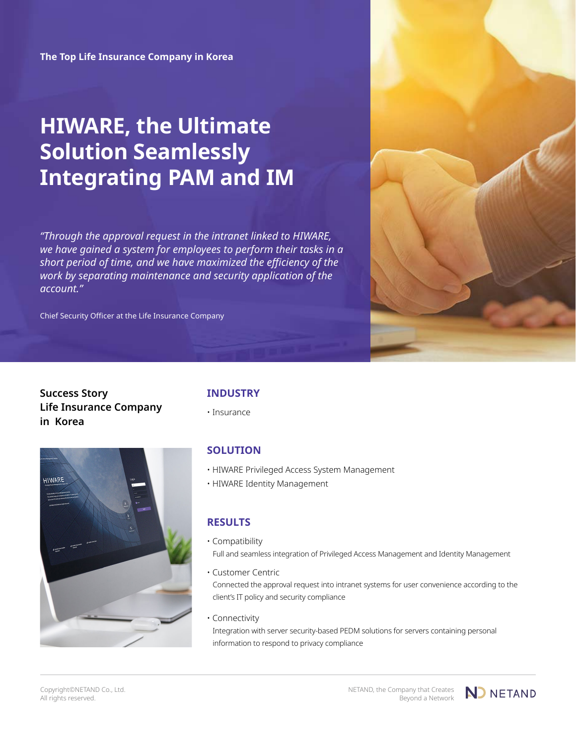The Top Life Insurance Company in Korea

# HIWARE, the Ultimate Solution Seamlessly Integrating PAM and IM

*"Through the approval request in the intranet linked to HIWARE, we have gained a system for employees to perform their tasks in a short period of time, and we have maximized the efficiency of the work by separating maintenance and security application of the account."*

Chief Security Officer at the Life Insurance Company

**Success Story**
**Life Insurance Company in Korea**

## INDUSTRY

- Insurance

## SOLUTION

- HIWARE Privileged Access System Management
- HIWARE Identity Management

## RESULTS

- Compatibility
  Full and seamless integration of Privileged Access Management and Identity Management
- Customer Centric
  Connected the approval request into intranet systems for user convenience according to the client's IT policy and security compliance
- Connectivity
  Integration with server security-based PEDM solutions for servers containing personal information to respond to privacy compliance

Copyright©NETAND Co., Ltd.
All rights reserved.

NETAND, the Company that Creates Beyond a Network

NETAND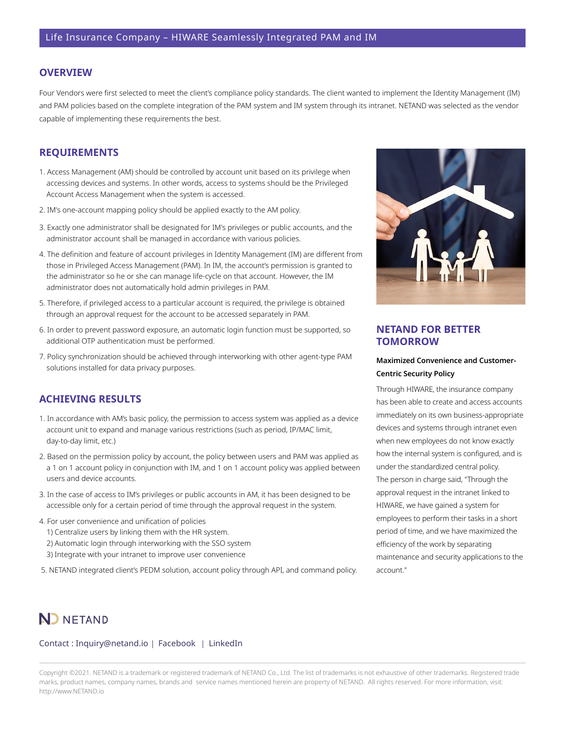# Life Insurance Company – HIWARE Seamlessly Integrated PAM and IM

## OVERVIEW

Four Vendors were first selected to meet the client's compliance policy standards. The client wanted to implement the Identity Management (IM) and PAM policies based on the complete integration of the PAM system and IM system through its intranet. NETAND was selected as the vendor capable of implementing these requirements the best.

## REQUIREMENTS

1. Access Management (AM) should be controlled by account unit based on its privilege when accessing devices and systems. In other words, access to systems should be the Privileged Account Access Management when the system is accessed.
2. IM's one-account mapping policy should be applied exactly to the AM policy.
3. Exactly one administrator shall be designated for IM's privileges or public accounts, and the administrator account shall be managed in accordance with various policies.
4. The definition and feature of account privileges in Identity Management (IM) are different from those in Privileged Access Management (PAM). In IM, the account's permission is granted to the administrator so he or she can manage life-cycle on that account. However, the IM administrator does not automatically hold admin privileges in PAM.
5. Therefore, if privileged access to a particular account is required, the privilege is obtained through an approval request for the account to be accessed separately in PAM.
6. In order to prevent password exposure, an automatic login function must be supported, so additional OTP authentication must be performed.
7. Policy synchronization should be achieved through interworking with other agent-type PAM solutions installed for data privacy purposes.

## ACHIEVING RESULTS

1. In accordance with AM's basic policy, the permission to access system was applied as a device account unit to expand and manage various restrictions (such as period, IP/MAC limit, day-to-day limit, etc.)
2. Based on the permission policy by account, the policy between users and PAM was applied as a 1 on 1 account policy in conjunction with IM, and 1 on 1 account policy was applied between users and device accounts.
3. In the case of access to IM's privileges or public accounts in AM, it has been designed to be accessible only for a certain period of time through the approval request in the system.
4. For user convenience and unification of policies
   1) Centralize users by linking them with the HR system.
   2) Automatic login through interworking with the SSO system
   3) Integrate with your intranet to improve user convenience
5. NETAND integrated client's PEDM solution, account policy through API, and command policy.

## NETAND FOR BETTER TOMORROW

**Maximized Convenience and Customer-Centric Security Policy**

Through HIWARE, the insurance company has been able to create and access accounts immediately on its own business-appropriate devices and systems through intranet even when new employees do not know exactly how the internal system is configured, and is under the standardized central policy.

The person in charge said, "Through the approval request in the intranet linked to HIWARE, we have gained a system for employees to perform their tasks in a short period of time, and we have maximized the efficiency of the work by separating maintenance and security applications to the account."

NETAND

Contact : Inquiry@netand.io | Facebook | LinkedIn

Copyright ©2021. NETAND is a trademark or registered trademark of NETAND Co., Ltd. The list of trademarks is not exhaustive of other trademarks. Registered trade marks, product names, company names, brands and service names mentioned herein are property of NETAND. All rights reserved. For more information, visit: http://www.NETAND.io